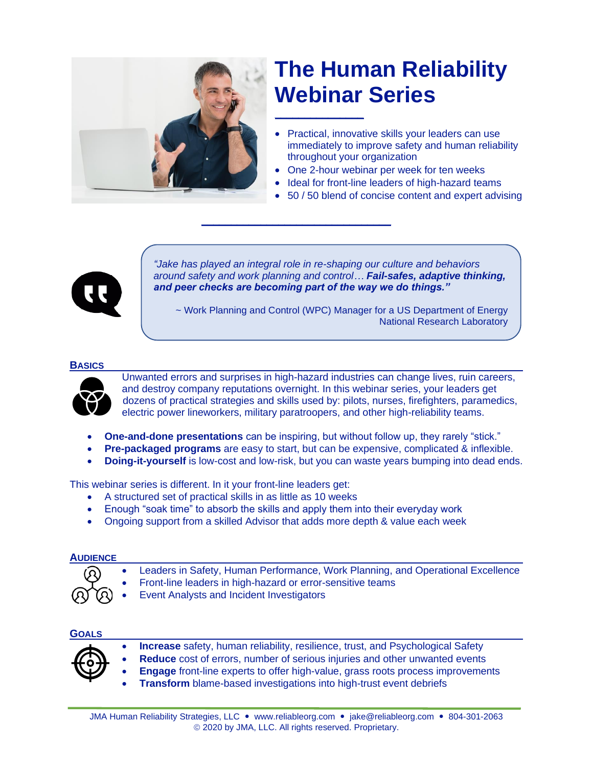# The Human Reliability Webinar Series

- Practical, innovative skills your leaders can use immediately to improve safety and human reliability throughout your organization
- One 2-hour webinar per week for ten weeks
- Ideal for front-line leaders of high-hazard teams
- 50 / 50 blend of concise content and expert advising

> *"Jake has played an integral role in re-shaping our culture and behaviors around safety and work planning and control… **Fail-safes, adaptive thinking, and peer checks are becoming part of the way we do things."***
>
> ~ Work Planning and Control (WPC) Manager for a US Department of Energy National Research Laboratory

## BASICS

Unwanted errors and surprises in high-hazard industries can change lives, ruin careers, and destroy company reputations overnight. In this webinar series, your leaders get dozens of practical strategies and skills used by: pilots, nurses, firefighters, paramedics, electric power lineworkers, military paratroopers, and other high-reliability teams.

- **One-and-done presentations** can be inspiring, but without follow up, they rarely "stick."
- **Pre-packaged programs** are easy to start, but can be expensive, complicated & inflexible.
- **Doing-it-yourself** is low-cost and low-risk, but you can waste years bumping into dead ends.

This webinar series is different. In it your front-line leaders get:

- A structured set of practical skills in as little as 10 weeks
- Enough "soak time" to absorb the skills and apply them into their everyday work
- Ongoing support from a skilled Advisor that adds more depth & value each week

## AUDIENCE

- Leaders in Safety, Human Performance, Work Planning, and Operational Excellence
- Front-line leaders in high-hazard or error-sensitive teams
- Event Analysts and Incident Investigators

## GOALS

- **Increase** safety, human reliability, resilience, trust, and Psychological Safety
- **Reduce** cost of errors, number of serious injuries and other unwanted events
- **Engage** front-line experts to offer high-value, grass roots process improvements
- **Transform** blame-based investigations into high-trust event debriefs

JMA Human Reliability Strategies, LLC • www.reliableorg.com • jake@reliableorg.com • 804-301-2063
© 2020 by JMA, LLC. All rights reserved. Proprietary.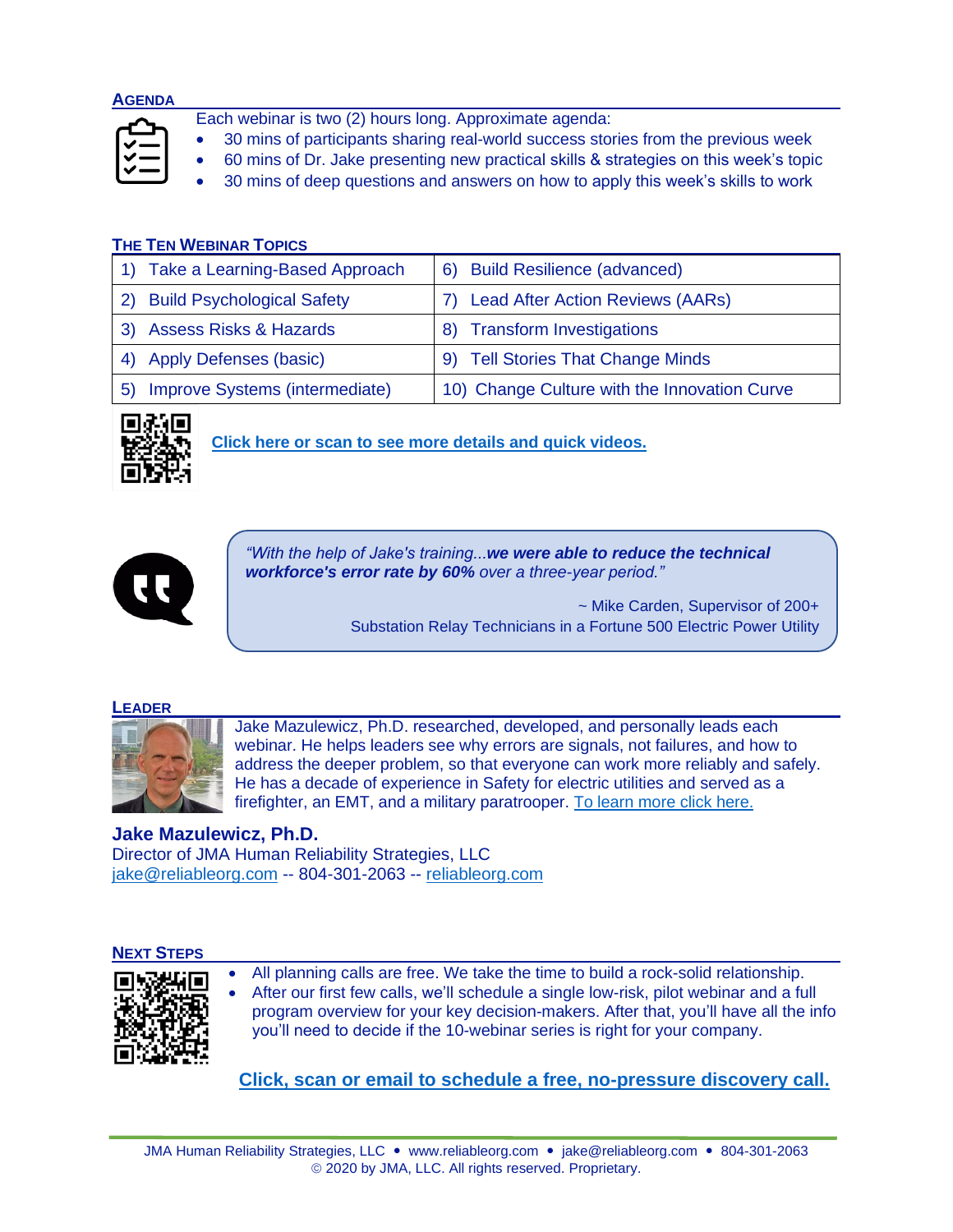## AGENDA

Each webinar is two (2) hours long. Approximate agenda:

- 30 mins of participants sharing real-world success stories from the previous week
- 60 mins of Dr. Jake presenting new practical skills & strategies on this week's topic
- 30 mins of deep questions and answers on how to apply this week's skills to work

## THE TEN WEBINAR TOPICS

| | |
|---|---|
| 1) Take a Learning-Based Approach | 6) Build Resilience (advanced) |
| 2) Build Psychological Safety | 7) Lead After Action Reviews (AARs) |
| 3) Assess Risks & Hazards | 8) Transform Investigations |
| 4) Apply Defenses (basic) | 9) Tell Stories That Change Minds |
| 5) Improve Systems (intermediate) | 10) Change Culture with the Innovation Curve |

**Click here or scan to see more details and quick videos.**

> *"With the help of Jake's training...**we were able to reduce the technical workforce's error rate by 60%** over a three-year period."*
>
> ~ Mike Carden, Supervisor of 200+ Substation Relay Technicians in a Fortune 500 Electric Power Utility

## LEADER

Jake Mazulewicz, Ph.D. researched, developed, and personally leads each webinar. He helps leaders see why errors are signals, not failures, and how to address the deeper problem, so that everyone can work more reliably and safely. He has a decade of experience in Safety for electric utilities and served as a firefighter, an EMT, and a military paratrooper. To learn more click here.

**Jake Mazulewicz, Ph.D.**
Director of JMA Human Reliability Strategies, LLC
jake@reliableorg.com -- 804-301-2063 -- reliableorg.com

## NEXT STEPS

- All planning calls are free. We take the time to build a rock-solid relationship.
- After our first few calls, we'll schedule a single low-risk, pilot webinar and a full program overview for your key decision-makers. After that, you'll have all the info you'll need to decide if the 10-webinar series is right for your company.

**Click, scan or email to schedule a free, no-pressure discovery call.**

JMA Human Reliability Strategies, LLC • www.reliableorg.com • jake@reliableorg.com • 804-301-2063
© 2020 by JMA, LLC. All rights reserved. Proprietary.